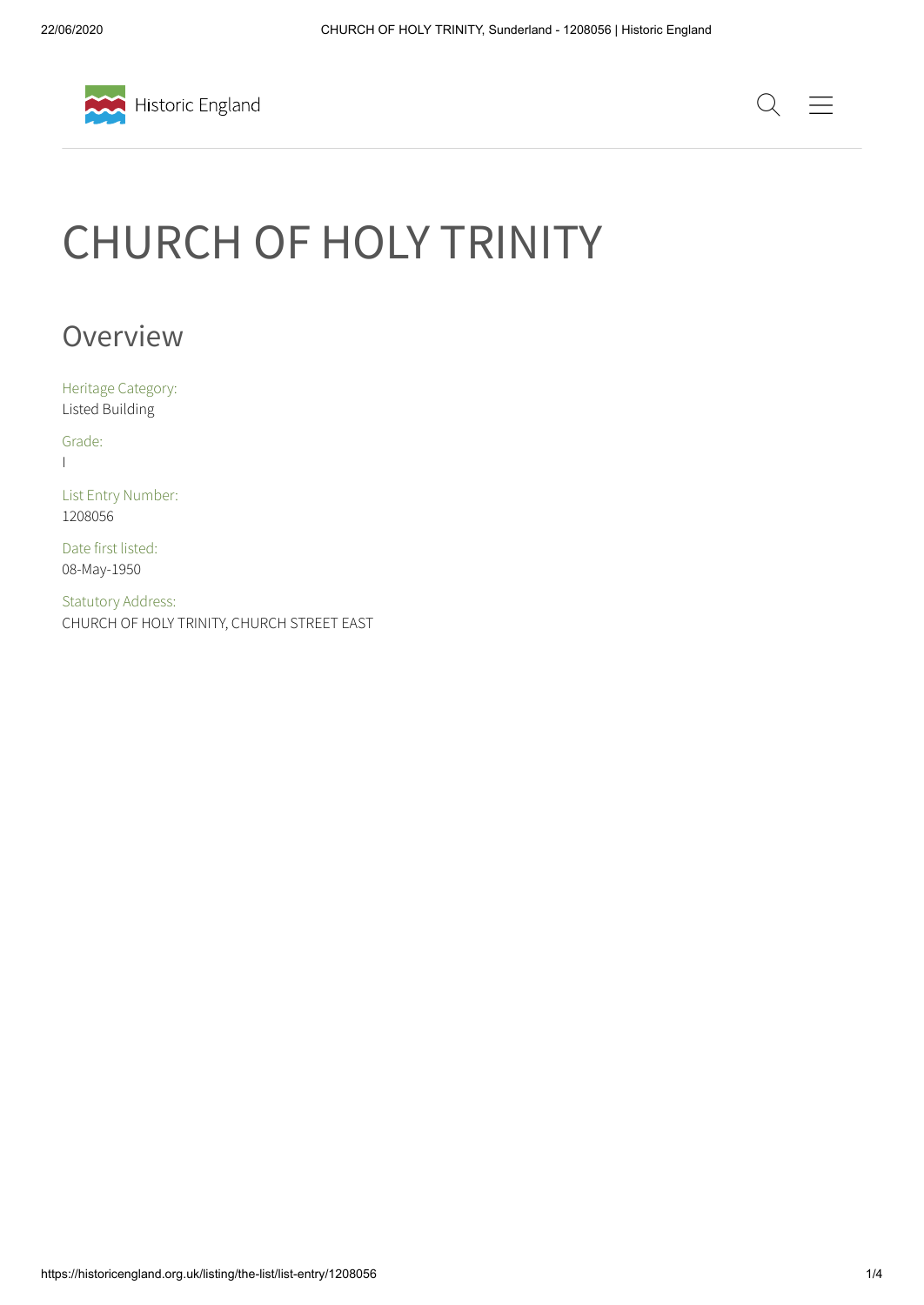# CHURCH OF HOLY TRINITY

## Overview

Heritage Category:
Listed Building

Grade:
I

List Entry Number:
1208056

Date first listed:
08-May-1950

Statutory Address:
CHURCH OF HOLY TRINITY, CHURCH STREET EAST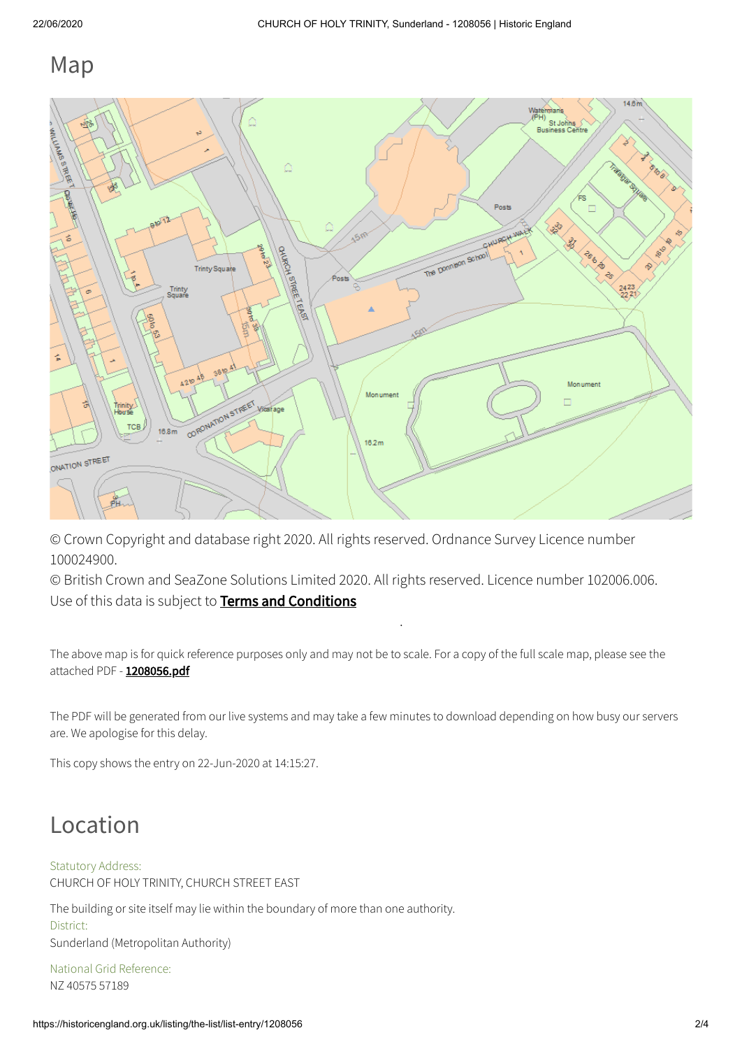## Map

© Crown Copyright and database right 2020. All rights reserved. Ordnance Survey Licence number 100024900.
© British Crown and SeaZone Solutions Limited 2020. All rights reserved. Licence number 102006.006.
Use of this data is subject to **Terms and Conditions**

The above map is for quick reference purposes only and may not be to scale. For a copy of the full scale map, please see the attached PDF - **1208056.pdf**

The PDF will be generated from our live systems and may take a few minutes to download depending on how busy our servers are. We apologise for this delay.

This copy shows the entry on 22-Jun-2020 at 14:15:27.

## Location

Statutory Address:
CHURCH OF HOLY TRINITY, CHURCH STREET EAST

The building or site itself may lie within the boundary of more than one authority.
District:
Sunderland (Metropolitan Authority)

National Grid Reference:
NZ 40575 57189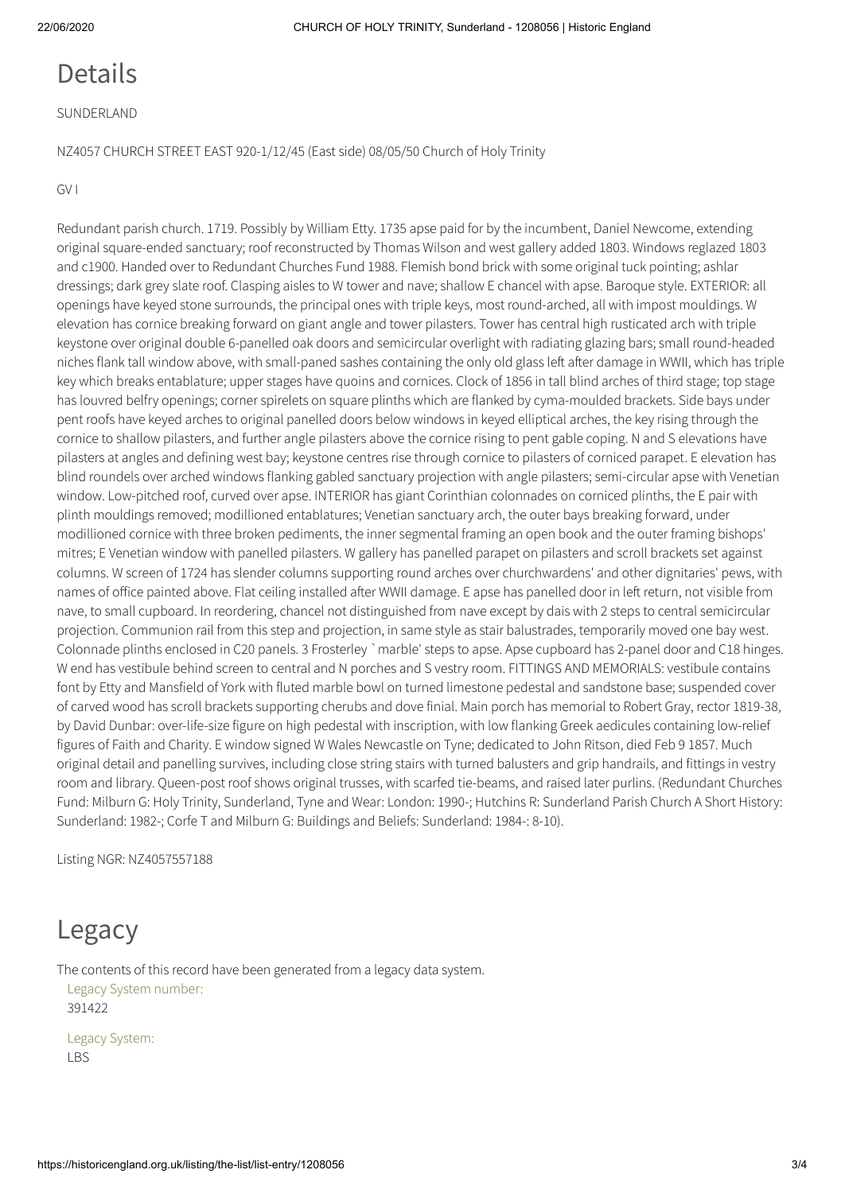## Details

SUNDERLAND

NZ4057 CHURCH STREET EAST 920-1/12/45 (East side) 08/05/50 Church of Holy Trinity

GV I

Redundant parish church. 1719. Possibly by William Etty. 1735 apse paid for by the incumbent, Daniel Newcome, extending original square-ended sanctuary; roof reconstructed by Thomas Wilson and west gallery added 1803. Windows reglazed 1803 and c1900. Handed over to Redundant Churches Fund 1988. Flemish bond brick with some original tuck pointing; ashlar dressings; dark grey slate roof. Clasping aisles to W tower and nave; shallow E chancel with apse. Baroque style. EXTERIOR: all openings have keyed stone surrounds, the principal ones with triple keys, most round-arched, all with impost mouldings. W elevation has cornice breaking forward on giant angle and tower pilasters. Tower has central high rusticated arch with triple keystone over original double 6-panelled oak doors and semicircular overlight with radiating glazing bars; small round-headed niches flank tall window above, with small-paned sashes containing the only old glass left after damage in WWII, which has triple key which breaks entablature; upper stages have quoins and cornices. Clock of 1856 in tall blind arches of third stage; top stage has louvred belfry openings; corner spirelets on square plinths which are flanked by cyma-moulded brackets. Side bays under pent roofs have keyed arches to original panelled doors below windows in keyed elliptical arches, the key rising through the cornice to shallow pilasters, and further angle pilasters above the cornice rising to pent gable coping. N and S elevations have pilasters at angles and defining west bay; keystone centres rise through cornice to pilasters of corniced parapet. E elevation has blind roundels over arched windows flanking gabled sanctuary projection with angle pilasters; semi-circular apse with Venetian window. Low-pitched roof, curved over apse. INTERIOR has giant Corinthian colonnades on corniced plinths, the E pair with plinth mouldings removed; modillioned entablatures; Venetian sanctuary arch, the outer bays breaking forward, under modillioned cornice with three broken pediments, the inner segmental framing an open book and the outer framing bishops' mitres; E Venetian window with panelled pilasters. W gallery has panelled parapet on pilasters and scroll brackets set against columns. W screen of 1724 has slender columns supporting round arches over churchwardens' and other dignitaries' pews, with names of office painted above. Flat ceiling installed after WWII damage. E apse has panelled door in left return, not visible from nave, to small cupboard. In reordering, chancel not distinguished from nave except by dais with 2 steps to central semicircular projection. Communion rail from this step and projection, in same style as stair balustrades, temporarily moved one bay west. Colonnade plinths enclosed in C20 panels. 3 Frosterley `marble' steps to apse. Apse cupboard has 2-panel door and C18 hinges. W end has vestibule behind screen to central and N porches and S vestry room. FITTINGS AND MEMORIALS: vestibule contains font by Etty and Mansfield of York with fluted marble bowl on turned limestone pedestal and sandstone base; suspended cover of carved wood has scroll brackets supporting cherubs and dove finial. Main porch has memorial to Robert Gray, rector 1819-38, by David Dunbar: over-life-size figure on high pedestal with inscription, with low flanking Greek aedicules containing low-relief figures of Faith and Charity. E window signed W Wales Newcastle on Tyne; dedicated to John Ritson, died Feb 9 1857. Much original detail and panelling survives, including close string stairs with turned balusters and grip handrails, and fittings in vestry room and library. Queen-post roof shows original trusses, with scarfed tie-beams, and raised later purlins. (Redundant Churches Fund: Milburn G: Holy Trinity, Sunderland, Tyne and Wear: London: 1990-; Hutchins R: Sunderland Parish Church A Short History: Sunderland: 1982-; Corfe T and Milburn G: Buildings and Beliefs: Sunderland: 1984-: 8-10).

Listing NGR: NZ4057557188

## Legacy

The contents of this record have been generated from a legacy data system.

Legacy System number:
391422

Legacy System:
LBS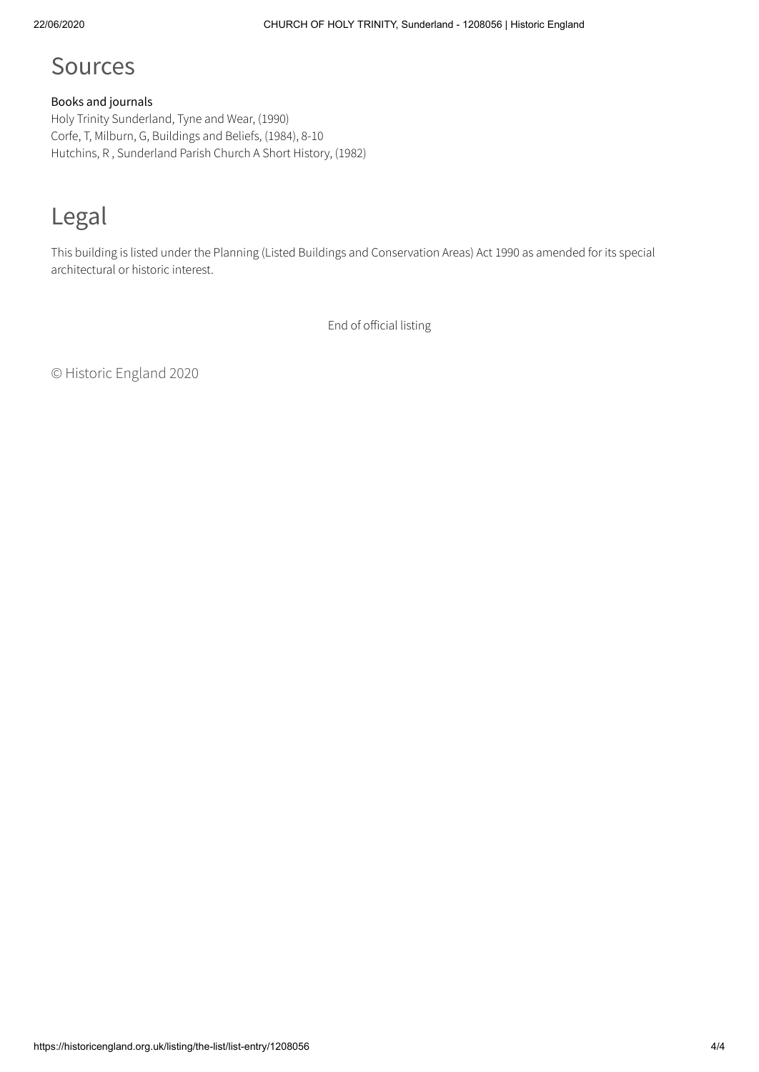## Sources

### Books and journals

Holy Trinity Sunderland, Tyne and Wear, (1990)
Corfe, T, Milburn, G, Buildings and Beliefs, (1984), 8-10
Hutchins, R , Sunderland Parish Church A Short History, (1982)

## Legal

This building is listed under the Planning (Listed Buildings and Conservation Areas) Act 1990 as amended for its special architectural or historic interest.

End of official listing

© Historic England 2020